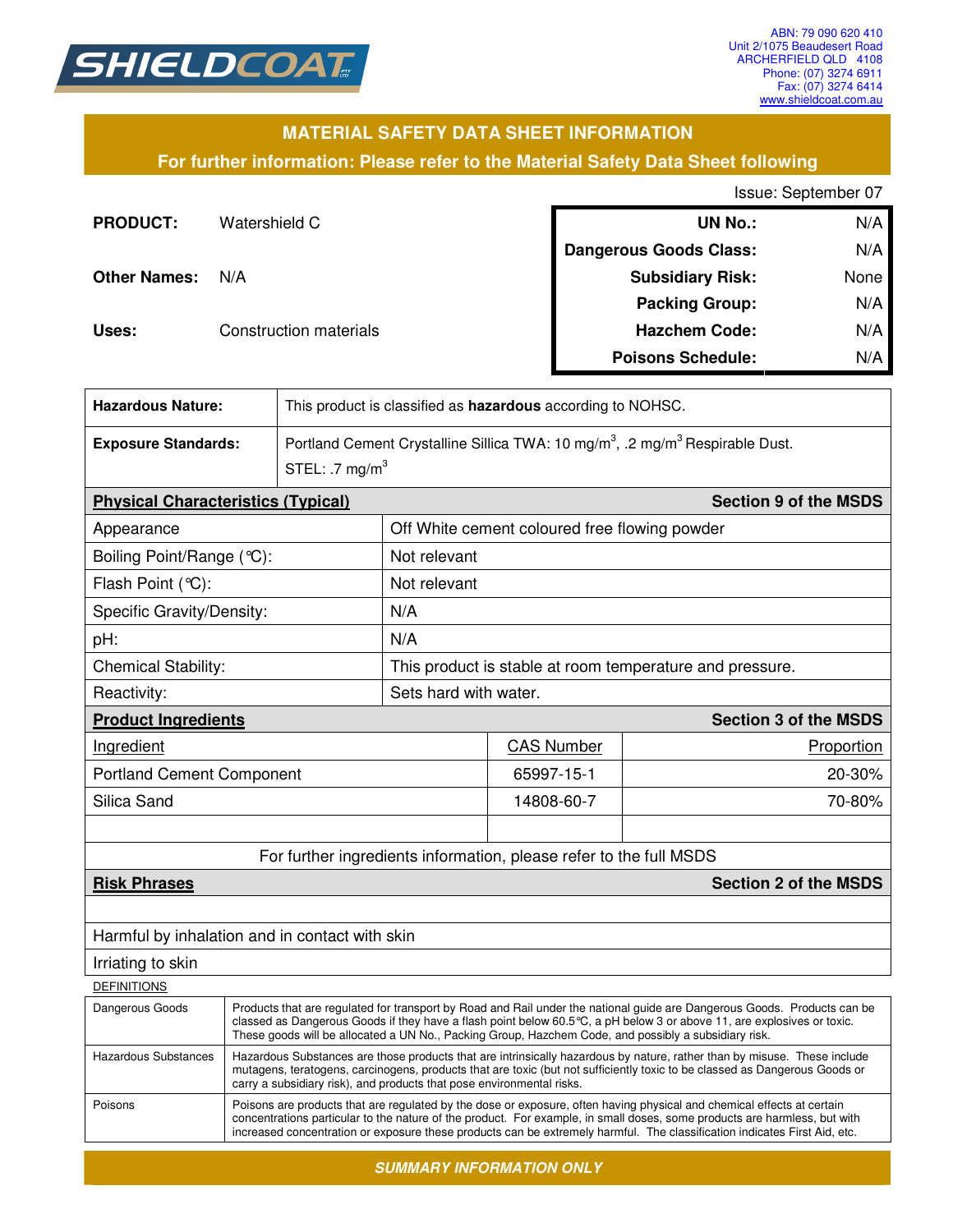SHIELDCOAT

ABN: 79 090 620 410
Unit 2/1075 Beaudesert Road
ARCHERFIELD QLD 4108
Phone: (07) 3274 6911
Fax: (07) 3274 6414
www.shieldcoat.com.au

## MATERIAL SAFETY DATA SHEET INFORMATION

**For further information: Please refer to the Material Safety Data Sheet following**

Issue: September 07

**PRODUCT:** Watershield C

**Other Names:** N/A

**Uses:** Construction materials

| | |
|---|---|
| **UN No.:** | N/A |
| **Dangerous Goods Class:** | N/A |
| **Subsidiary Risk:** | None |
| **Packing Group:** | N/A |
| **Hazchem Code:** | N/A |
| **Poisons Schedule:** | N/A |

| | |
|---|---|
| **Hazardous Nature:** | This product is classified as **hazardous** according to NOHSC. |
| **Exposure Standards:** | Portland Cement Crystalline Silica TWA: 10 mg/m$^3$, .2 mg/m$^3$ Respirable Dust. STEL: .7 mg/m$^3$ |

| **Physical Characteristics (Typical)** | **Section 9 of the MSDS** |
|---|---|
| Appearance | Off White cement coloured free flowing powder |
| Boiling Point/Range (°C): | Not relevant |
| Flash Point (°C): | Not relevant |
| Specific Gravity/Density: | N/A |
| pH: | N/A |
| Chemical Stability: | This product is stable at room temperature and pressure. |
| Reactivity: | Sets hard with water. |

| **Product Ingredients** | | **Section 3 of the MSDS** |
|---|---|---|
| Ingredient | CAS Number | Proportion |
| Portland Cement Component | 65997-15-1 | 20-30% |
| Silica Sand | 14808-60-7 | 70-80% |
| | | |

For further ingredients information, please refer to the full MSDS

| **Risk Phrases** | **Section 2 of the MSDS** |
|---|---|
| | |
| Harmful by inhalation and in contact with skin | |
| Irriating to skin | |

DEFINITIONS

| | |
|---|---|
| Dangerous Goods | Products that are regulated for transport by Road and Rail under the national guide are Dangerous Goods. Products can be classed as Dangerous Goods if they have a flash point below 60.5°C, a pH below 3 or above 11, are explosives or toxic. These goods will be allocated a UN No., Packing Group, Hazchem Code, and possibly a subsidiary risk. |
| Hazardous Substances | Hazardous Substances are those products that are intrinsically hazardous by nature, rather than by misuse. These include mutagens, teratogens, carcinogens, products that are toxic (but not sufficiently toxic to be classed as Dangerous Goods or carry a subsidiary risk), and products that pose environmental risks. |
| Poisons | Poisons are products that are regulated by the dose or exposure, often having physical and chemical effects at certain concentrations particular to the nature of the product. For example, in small doses, some products are harmless, but with increased concentration or exposure these products can be extremely harmful. The classification indicates First Aid, etc. |

***SUMMARY INFORMATION ONLY***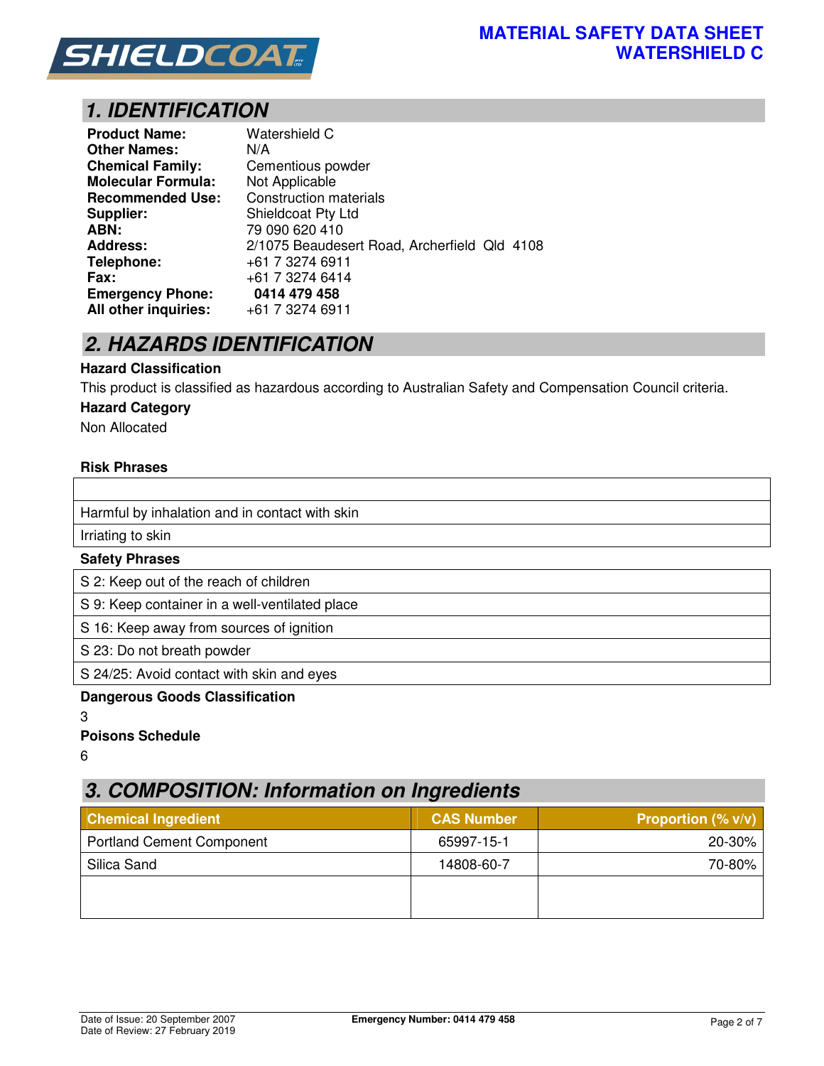**MATERIAL SAFETY DATA SHEET**
**WATERSHIELD C**

## 1. IDENTIFICATION

| | |
|---|---|
| **Product Name:** | Watershield C |
| **Other Names:** | N/A |
| **Chemical Family:** | Cementious powder |
| **Molecular Formula:** | Not Applicable |
| **Recommended Use:** | Construction materials |
| **Supplier:** | Shieldcoat Pty Ltd |
| **ABN:** | 79 090 620 410 |
| **Address:** | 2/1075 Beaudesert Road, Archerfield Qld 4108 |
| **Telephone:** | +61 7 3274 6911 |
| **Fax:** | +61 7 3274 6414 |
| **Emergency Phone:** | **0414 479 458** |
| **All other inquiries:** | +61 7 3274 6911 |

## 2. HAZARDS IDENTIFICATION

**Hazard Classification**

This product is classified as hazardous according to Australian Safety and Compensation Council criteria.

**Hazard Category**

Non Allocated

**Risk Phrases**

| |
|---|
| Harmful by inhalation and in contact with skin |
| Irriating to skin |

**Safety Phrases**

| |
|---|
| S 2: Keep out of the reach of children |
| S 9: Keep container in a well-ventilated place |
| S 16: Keep away from sources of ignition |
| S 23: Do not breath powder |
| S 24/25: Avoid contact with skin and eyes |

**Dangerous Goods Classification**

3

**Poisons Schedule**

6

## 3. COMPOSITION: Information on Ingredients

| Chemical Ingredient | CAS Number | Proportion (% v/v) |
|---|---|---|
| Portland Cement Component | 65997-15-1 | 20-30% |
| Silica Sand | 14808-60-7 | 70-80% |
| | | |

Date of Issue: 20 September 2007
Date of Review: 27 February 2019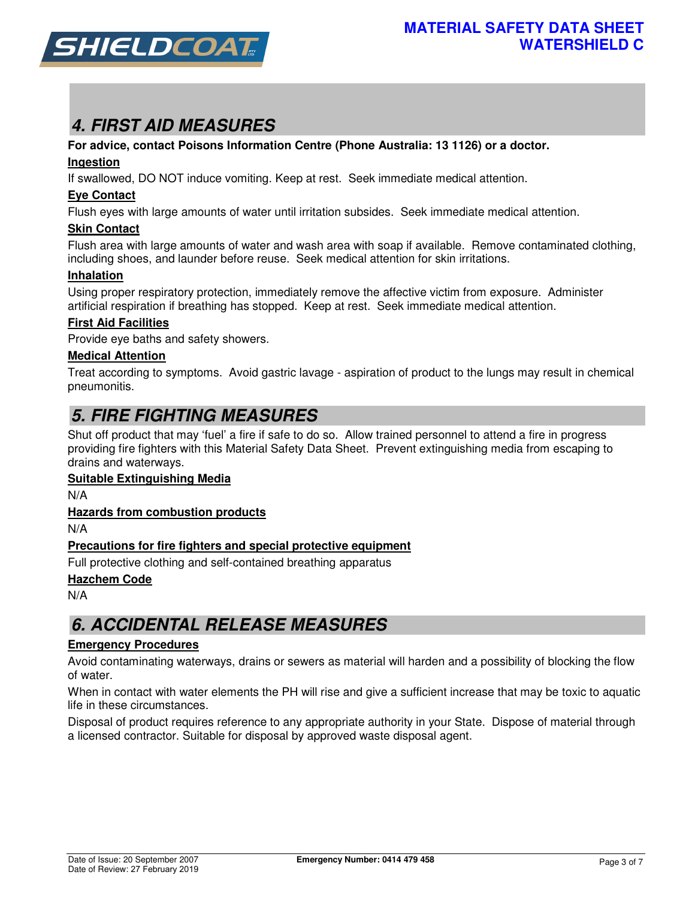## 4. FIRST AID MEASURES

**For advice, contact Poisons Information Centre (Phone Australia: 13 1126) or a doctor.**

**Ingestion**

If swallowed, DO NOT induce vomiting. Keep at rest. Seek immediate medical attention.

**Eye Contact**

Flush eyes with large amounts of water until irritation subsides. Seek immediate medical attention.

**Skin Contact**

Flush area with large amounts of water and wash area with soap if available. Remove contaminated clothing, including shoes, and launder before reuse. Seek medical attention for skin irritations.

**Inhalation**

Using proper respiratory protection, immediately remove the affective victim from exposure. Administer artificial respiration if breathing has stopped. Keep at rest. Seek immediate medical attention.

**First Aid Facilities**

Provide eye baths and safety showers.

**Medical Attention**

Treat according to symptoms. Avoid gastric lavage - aspiration of product to the lungs may result in chemical pneumonitis.

## 5. FIRE FIGHTING MEASURES

Shut off product that may 'fuel' a fire if safe to do so. Allow trained personnel to attend a fire in progress providing fire fighters with this Material Safety Data Sheet. Prevent extinguishing media from escaping to drains and waterways.

**Suitable Extinguishing Media**

N/A

**Hazards from combustion products**

N/A

**Precautions for fire fighters and special protective equipment**

Full protective clothing and self-contained breathing apparatus

**Hazchem Code**

N/A

## 6. ACCIDENTAL RELEASE MEASURES

**Emergency Procedures**

Avoid contaminating waterways, drains or sewers as material will harden and a possibility of blocking the flow of water.

When in contact with water elements the PH will rise and give a sufficient increase that may be toxic to aquatic life in these circumstances.

Disposal of product requires reference to any appropriate authority in your State. Dispose of material through a licensed contractor. Suitable for disposal by approved waste disposal agent.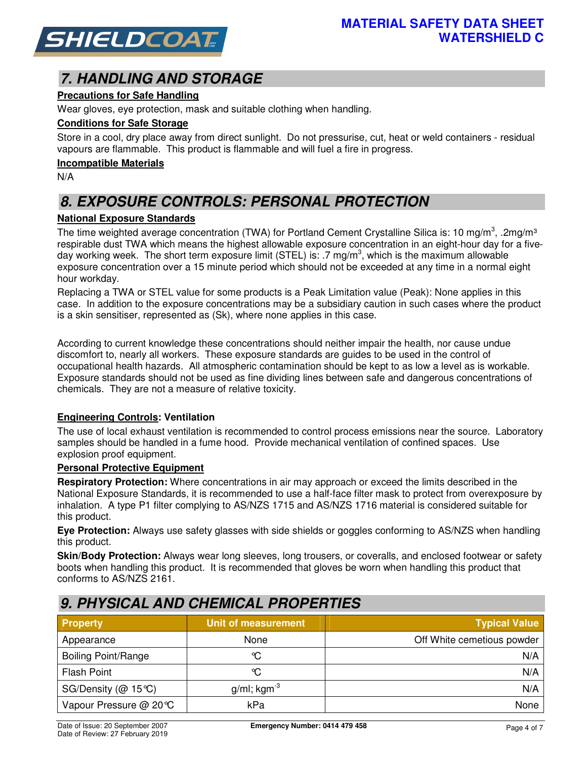## 7. HANDLING AND STORAGE

**Precautions for Safe Handling**

Wear gloves, eye protection, mask and suitable clothing when handling.

**Conditions for Safe Storage**

Store in a cool, dry place away from direct sunlight. Do not pressurise, cut, heat or weld containers - residual vapours are flammable. This product is flammable and will fuel a fire in progress.

**Incompatible Materials**

N/A

## 8. EXPOSURE CONTROLS: PERSONAL PROTECTION

**National Exposure Standards**

The time weighted average concentration (TWA) for Portland Cement Crystalline Silica is: 10 mg/m$^3$, .2mg/m$^3$ respirable dust TWA which means the highest allowable exposure concentration in an eight-hour day for a five-day working week. The short term exposure limit (STEL) is: .7 mg/m$^3$, which is the maximum allowable exposure concentration over a 15 minute period which should not be exceeded at any time in a normal eight hour workday.

Replacing a TWA or STEL value for some products is a Peak Limitation value (Peak): None applies in this case. In addition to the exposure concentrations may be a subsidiary caution in such cases where the product is a skin sensitiser, represented as (Sk), where none applies in this case.

According to current knowledge these concentrations should neither impair the health, nor cause undue discomfort to, nearly all workers. These exposure standards are guides to be used in the control of occupational health hazards. All atmospheric contamination should be kept to as low a level as is workable. Exposure standards should not be used as fine dividing lines between safe and dangerous concentrations of chemicals. They are not a measure of relative toxicity.

**Engineering Controls: Ventilation**

The use of local exhaust ventilation is recommended to control process emissions near the source. Laboratory samples should be handled in a fume hood. Provide mechanical ventilation of confined spaces. Use explosion proof equipment.

**Personal Protective Equipment**

**Respiratory Protection:** Where concentrations in air may approach or exceed the limits described in the National Exposure Standards, it is recommended to use a half-face filter mask to protect from overexposure by inhalation. A type P1 filter complying to AS/NZS 1715 and AS/NZS 1716 material is considered suitable for this product.

**Eye Protection:** Always use safety glasses with side shields or goggles conforming to AS/NZS when handling this product.

**Skin/Body Protection:** Always wear long sleeves, long trousers, or coveralls, and enclosed footwear or safety boots when handling this product. It is recommended that gloves be worn when handling this product that conforms to AS/NZS 2161.

## 9. PHYSICAL AND CHEMICAL PROPERTIES

| Property | Unit of measurement | Typical Value |
|---|---|---|
| Appearance | None | Off White cemetious powder |
| Boiling Point/Range | ℃ | N/A |
| Flash Point | ℃ | N/A |
| SG/Density (@ 15℃) | g/ml; kgm$^{-3}$ | N/A |
| Vapour Pressure @ 20℃ | kPa | None |

Date of Issue: 20 September 2007
Date of Review: 27 February 2019

**Emergency Number: 0414 479 458**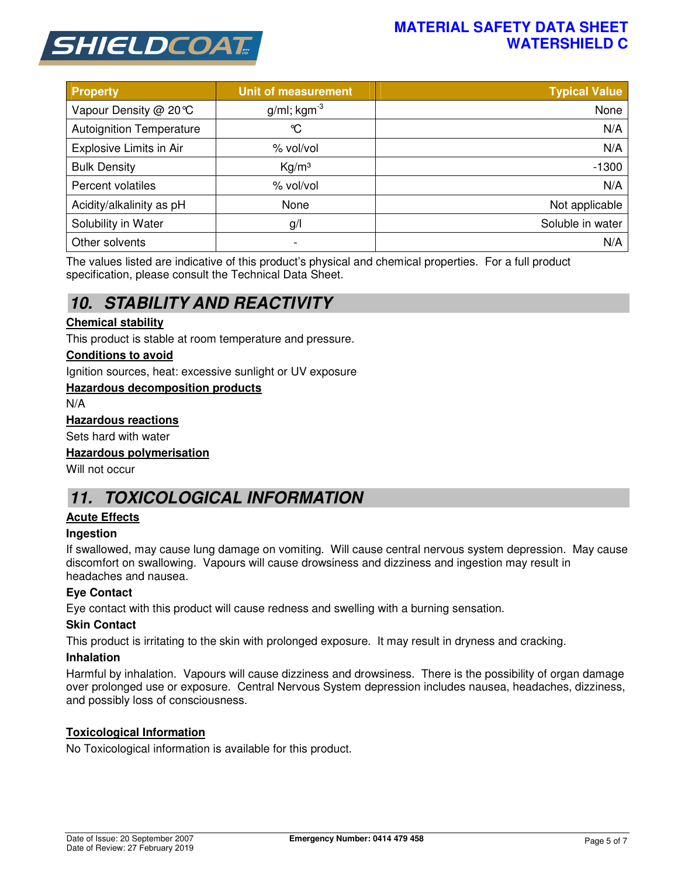| Property | Unit of measurement | Typical Value |
|---|---|---|
| Vapour Density @ 20℃ | g/ml; $kgm^{-3}$ | None |
| Autoignition Temperature | ℃ | N/A |
| Explosive Limits in Air | % vol/vol | N/A |
| Bulk Density | $Kg/m^3$ | -1300 |
| Percent volatiles | % vol/vol | N/A |
| Acidity/alkalinity as pH | None | Not applicable |
| Solubility in Water | g/l | Soluble in water |
| Other solvents | - | N/A |

The values listed are indicative of this product's physical and chemical properties. For a full product specification, please consult the Technical Data Sheet.

## 10. STABILITY AND REACTIVITY

**Chemical stability**

This product is stable at room temperature and pressure.

**Conditions to avoid**

Ignition sources, heat: excessive sunlight or UV exposure

**Hazardous decomposition products**

N/A

**Hazardous reactions**

Sets hard with water

**Hazardous polymerisation**

Will not occur

## 11. TOXICOLOGICAL INFORMATION

**Acute Effects**

**Ingestion**

If swallowed, may cause lung damage on vomiting. Will cause central nervous system depression. May cause discomfort on swallowing. Vapours will cause drowsiness and dizziness and ingestion may result in headaches and nausea.

**Eye Contact**

Eye contact with this product will cause redness and swelling with a burning sensation.

**Skin Contact**

This product is irritating to the skin with prolonged exposure. It may result in dryness and cracking.

**Inhalation**

Harmful by inhalation. Vapours will cause dizziness and drowsiness. There is the possibility of organ damage over prolonged use or exposure. Central Nervous System depression includes nausea, headaches, dizziness, and possibly loss of consciousness.

**Toxicological Information**

No Toxicological information is available for this product.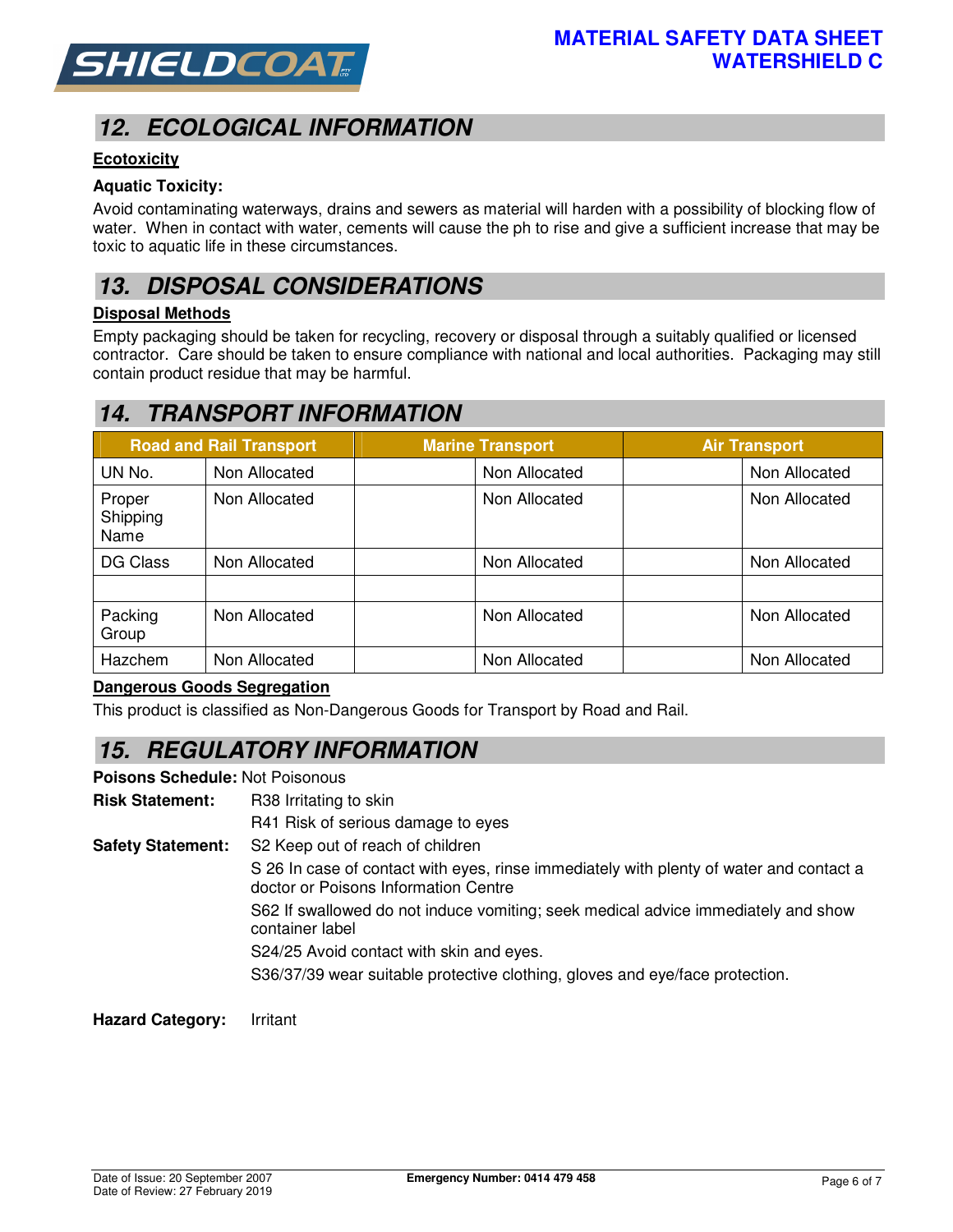## 12. ECOLOGICAL INFORMATION

**Ecotoxicity**

**Aquatic Toxicity:**

Avoid contaminating waterways, drains and sewers as material will harden with a possibility of blocking flow of water. When in contact with water, cements will cause the ph to rise and give a sufficient increase that may be toxic to aquatic life in these circumstances.

## 13. DISPOSAL CONSIDERATIONS

**Disposal Methods**

Empty packaging should be taken for recycling, recovery or disposal through a suitably qualified or licensed contractor. Care should be taken to ensure compliance with national and local authorities. Packaging may still contain product residue that may be harmful.

## 14. TRANSPORT INFORMATION

| Road and Rail Transport | | Marine Transport | | Air Transport | |
|---|---|---|---|---|---|
| UN No. | Non Allocated | | Non Allocated | | Non Allocated |
| Proper Shipping Name | Non Allocated | | Non Allocated | | Non Allocated |
| DG Class | Non Allocated | | Non Allocated | | Non Allocated |
| | | | | | |
| Packing Group | Non Allocated | | Non Allocated | | Non Allocated |
| Hazchem | Non Allocated | | Non Allocated | | Non Allocated |

**Dangerous Goods Segregation**

This product is classified as Non-Dangerous Goods for Transport by Road and Rail.

## 15. REGULATORY INFORMATION

**Poisons Schedule:** Not Poisonous

**Risk Statement:**
R38 Irritating to skin
R41 Risk of serious damage to eyes

**Safety Statement:**
S2 Keep out of reach of children
S 26 In case of contact with eyes, rinse immediately with plenty of water and contact a doctor or Poisons Information Centre
S62 If swallowed do not induce vomiting; seek medical advice immediately and show container label
S24/25 Avoid contact with skin and eyes.
S36/37/39 wear suitable protective clothing, gloves and eye/face protection.

**Hazard Category:** Irritant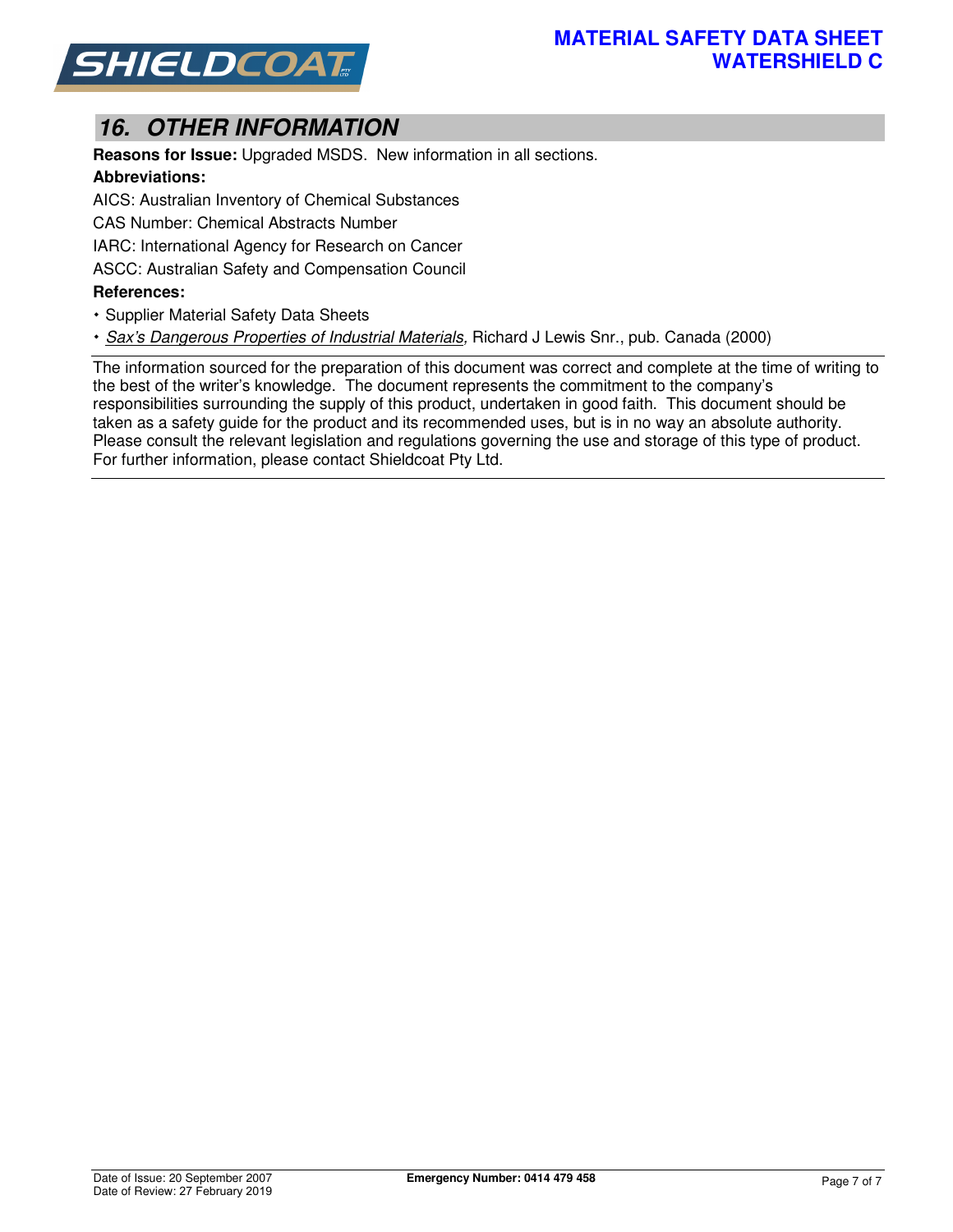## 16. OTHER INFORMATION

**Reasons for Issue:** Upgraded MSDS. New information in all sections.

**Abbreviations:**

AICS: Australian Inventory of Chemical Substances

CAS Number: Chemical Abstracts Number

IARC: International Agency for Research on Cancer

ASCC: Australian Safety and Compensation Council

**References:**

- Supplier Material Safety Data Sheets
- *Sax's Dangerous Properties of Industrial Materials,* Richard J Lewis Snr., pub. Canada (2000)

The information sourced for the preparation of this document was correct and complete at the time of writing to the best of the writer's knowledge. The document represents the commitment to the company's responsibilities surrounding the supply of this product, undertaken in good faith. This document should be taken as a safety guide for the product and its recommended uses, but is in no way an absolute authority. Please consult the relevant legislation and regulations governing the use and storage of this type of product. For further information, please contact Shieldcoat Pty Ltd.